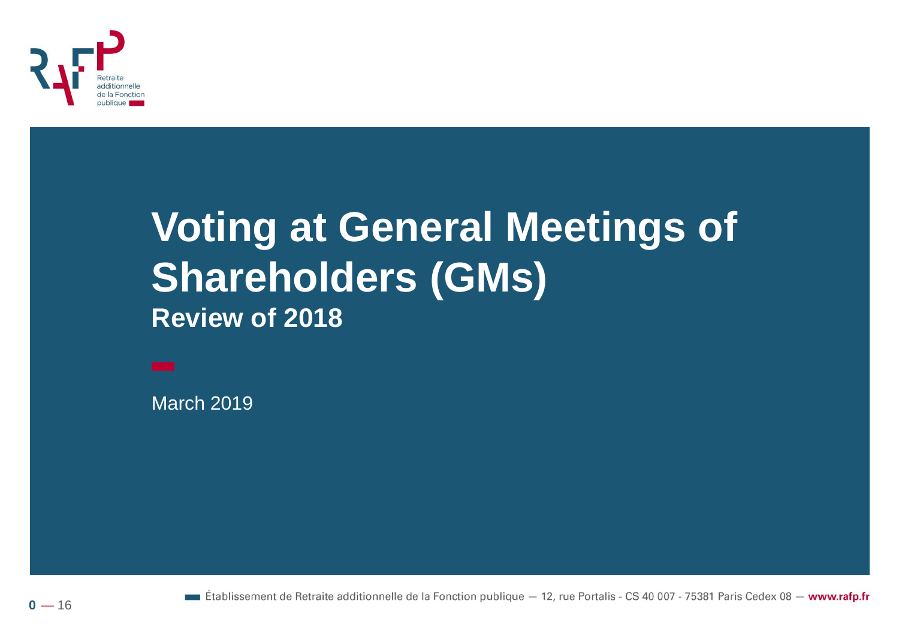# Voting at General Meetings of Shareholders (GMs)

## Review of 2018

March 2019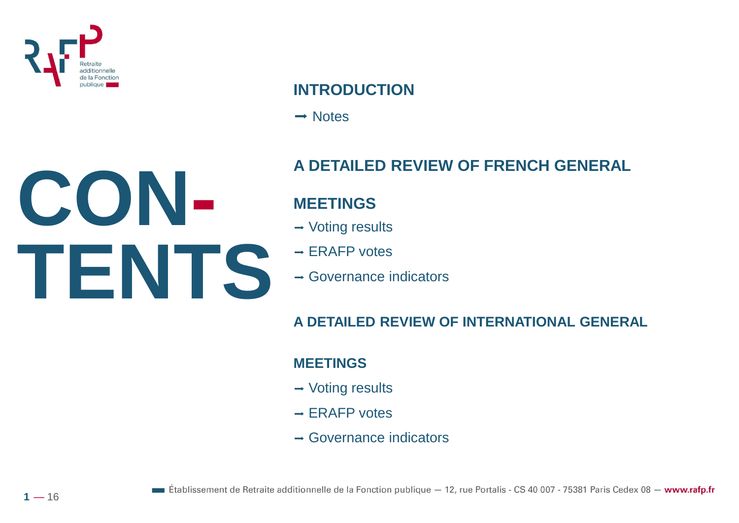# CONTENTS

## INTRODUCTION

→ Notes

## A DETAILED REVIEW OF FRENCH GENERAL MEETINGS

→ Voting results

→ ERAFP votes

→ Governance indicators

## A DETAILED REVIEW OF INTERNATIONAL GENERAL MEETINGS

→ Voting results

→ ERAFP votes

→ Governance indicators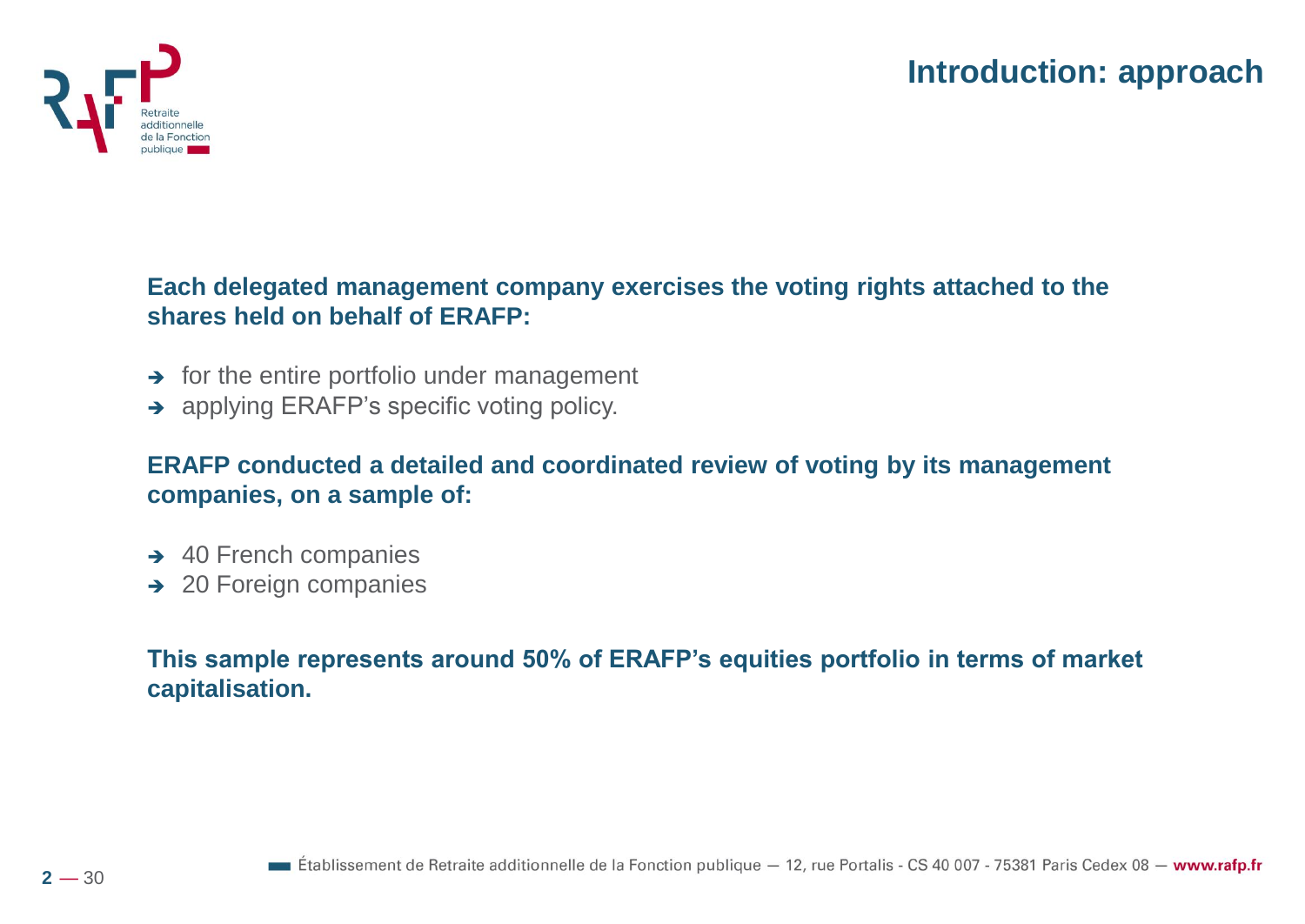# Introduction: approach

**Each delegated management company exercises the voting rights attached to the shares held on behalf of ERAFP:**

- for the entire portfolio under management
- applying ERAFP's specific voting policy.

**ERAFP conducted a detailed and coordinated review of voting by its management companies, on a sample of:**

- 40 French companies
- 20 Foreign companies

**This sample represents around 50% of ERAFP's equities portfolio in terms of market capitalisation.**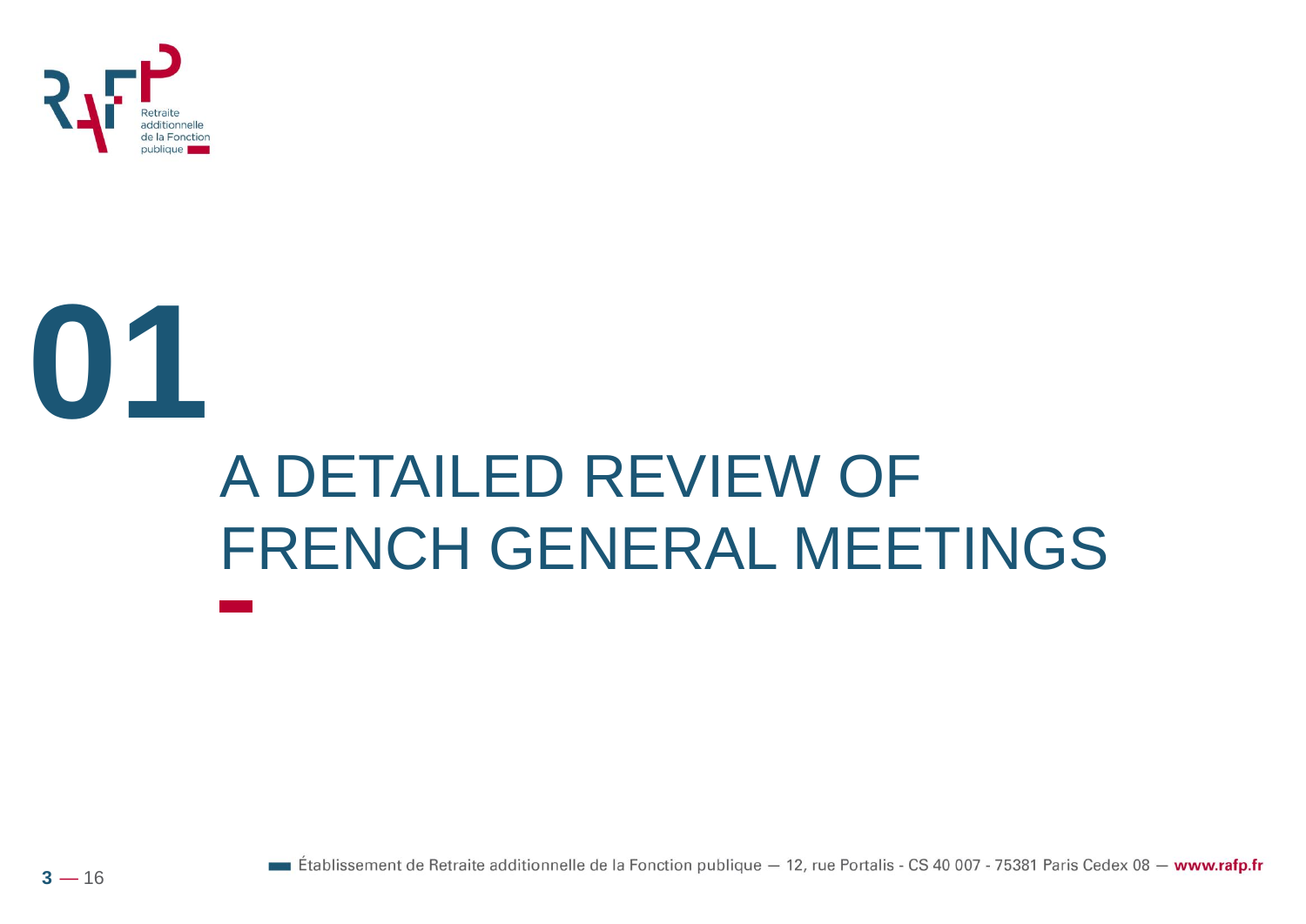# 01

# A DETAILED REVIEW OF FRENCH GENERAL MEETINGS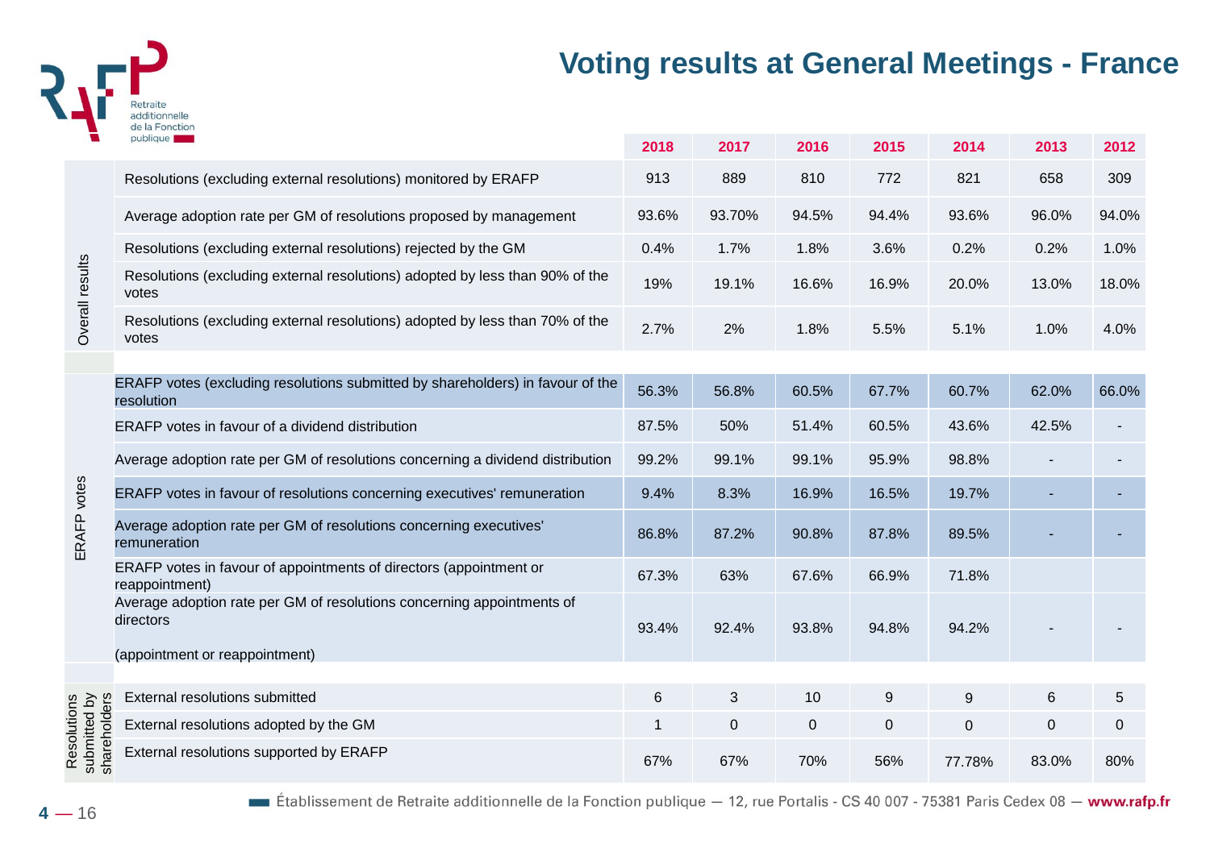# Voting results at General Meetings - France

| | | 2018 | 2017 | 2016 | 2015 | 2014 | 2013 | 2012 |
|---|---|---|---|---|---|---|---|---|
| Overall results | Resolutions (excluding external resolutions) monitored by ERAFP | 913 | 889 | 810 | 772 | 821 | 658 | 309 |
| | Average adoption rate per GM of resolutions proposed by management | 93.6% | 93.70% | 94.5% | 94.4% | 93.6% | 96.0% | 94.0% |
| | Resolutions (excluding external resolutions) rejected by the GM | 0.4% | 1.7% | 1.8% | 3.6% | 0.2% | 0.2% | 1.0% |
| | Resolutions (excluding external resolutions) adopted by less than 90% of the votes | 19% | 19.1% | 16.6% | 16.9% | 20.0% | 13.0% | 18.0% |
| | Resolutions (excluding external resolutions) adopted by less than 70% of the votes | 2.7% | 2% | 1.8% | 5.5% | 5.1% | 1.0% | 4.0% |
| ERAFP votes | ERAFP votes (excluding resolutions submitted by shareholders) in favour of the resolution | 56.3% | 56.8% | 60.5% | 67.7% | 60.7% | 62.0% | 66.0% |
| | ERAFP votes in favour of a dividend distribution | 87.5% | 50% | 51.4% | 60.5% | 43.6% | 42.5% | - |
| | Average adoption rate per GM of resolutions concerning a dividend distribution | 99.2% | 99.1% | 99.1% | 95.9% | 98.8% | - | - |
| | ERAFP votes in favour of resolutions concerning executives' remuneration | 9.4% | 8.3% | 16.9% | 16.5% | 19.7% | - | - |
| | Average adoption rate per GM of resolutions concerning executives' remuneration | 86.8% | 87.2% | 90.8% | 87.8% | 89.5% | - | - |
| | ERAFP votes in favour of appointments of directors (appointment or reappointment) | 67.3% | 63% | 67.6% | 66.9% | 71.8% | | |
| | Average adoption rate per GM of resolutions concerning appointments of directors (appointment or reappointment) | 93.4% | 92.4% | 93.8% | 94.8% | 94.2% | - | - |
| Resolutions submitted by shareholders | External resolutions submitted | 6 | 3 | 10 | 9 | 9 | 6 | 5 |
| | External resolutions adopted by the GM | 1 | 0 | 0 | 0 | 0 | 0 | 0 |
| | External resolutions supported by ERAFP | 67% | 67% | 70% | 56% | 77.78% | 83.0% | 80% |

Établissement de Retraite additionnelle de la Fonction publique — 12, rue Portalis - CS 40 007 - 75381 Paris Cedex 08 — www.rafp.fr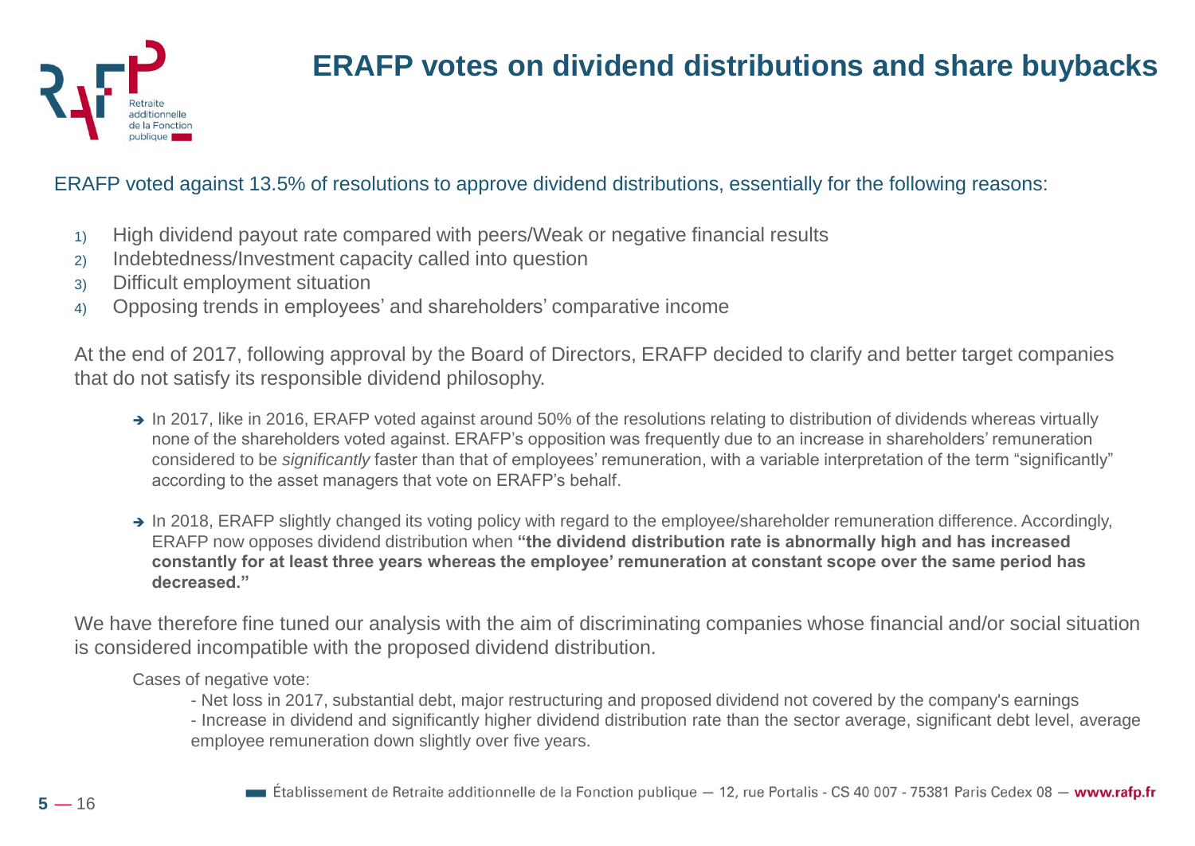# ERAFP votes on dividend distributions and share buybacks

ERAFP voted against 13.5% of resolutions to approve dividend distributions, essentially for the following reasons:

1) High dividend payout rate compared with peers/Weak or negative financial results
2) Indebtedness/Investment capacity called into question
3) Difficult employment situation
4) Opposing trends in employees' and shareholders' comparative income

At the end of 2017, following approval by the Board of Directors, ERAFP decided to clarify and better target companies that do not satisfy its responsible dividend philosophy.

- → In 2017, like in 2016, ERAFP voted against around 50% of the resolutions relating to distribution of dividends whereas virtually none of the shareholders voted against. ERAFP's opposition was frequently due to an increase in shareholders' remuneration considered to be *significantly* faster than that of employees' remuneration, with a variable interpretation of the term "significantly" according to the asset managers that vote on ERAFP's behalf.

- → In 2018, ERAFP slightly changed its voting policy with regard to the employee/shareholder remuneration difference. Accordingly, ERAFP now opposes dividend distribution when **"the dividend distribution rate is abnormally high and has increased constantly for at least three years whereas the employee' remuneration at constant scope over the same period has decreased."**

We have therefore fine tuned our analysis with the aim of discriminating companies whose financial and/or social situation is considered incompatible with the proposed dividend distribution.

Cases of negative vote:

- Net loss in 2017, substantial debt, major restructuring and proposed dividend not covered by the company's earnings
- Increase in dividend and significantly higher dividend distribution rate than the sector average, significant debt level, average employee remuneration down slightly over five years.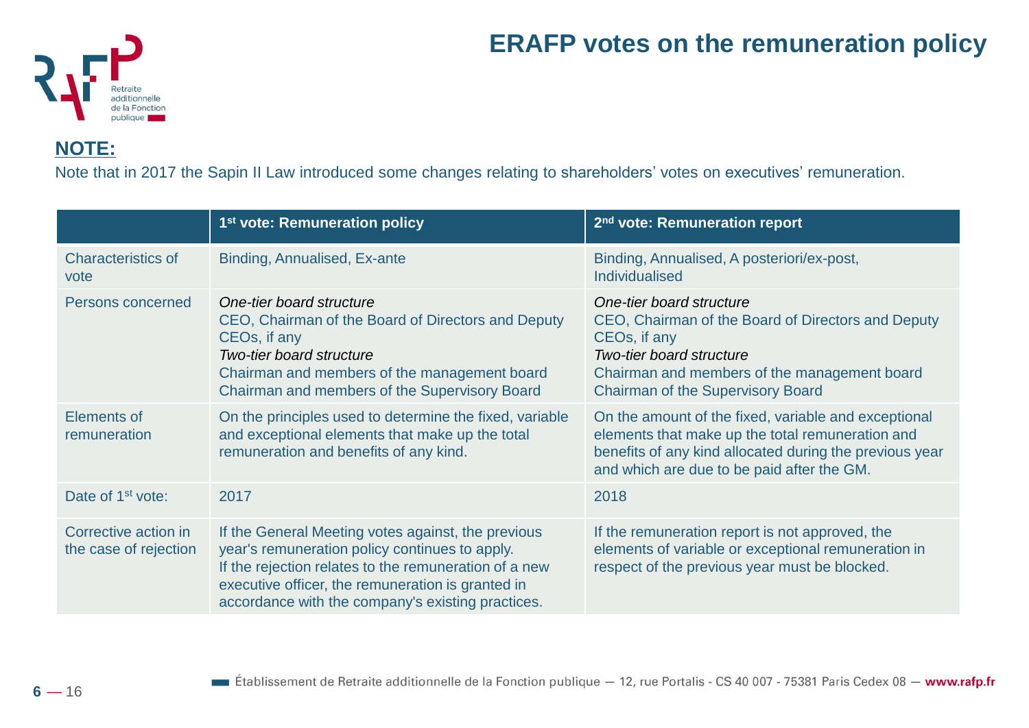# ERAFP votes on the remuneration policy

**NOTE:**

Note that in 2017 the Sapin II Law introduced some changes relating to shareholders' votes on executives' remuneration.

| | 1st vote: Remuneration policy | 2nd vote: Remuneration report |
|---|---|---|
| Characteristics of vote | Binding, Annualised, Ex-ante | Binding, Annualised, A posteriori/ex-post, Individualised |
| Persons concerned | *One-tier board structure*<br>CEO, Chairman of the Board of Directors and Deputy CEOs, if any<br>*Two-tier board structure*<br>Chairman and members of the management board<br>Chairman and members of the Supervisory Board | *One-tier board structure*<br>CEO, Chairman of the Board of Directors and Deputy CEOs, if any<br>*Two-tier board structure*<br>Chairman and members of the management board<br>Chairman of the Supervisory Board |
| Elements of remuneration | On the principles used to determine the fixed, variable and exceptional elements that make up the total remuneration and benefits of any kind. | On the amount of the fixed, variable and exceptional elements that make up the total remuneration and benefits of any kind allocated during the previous year and which are due to be paid after the GM. |
| Date of 1st vote: | 2017 | 2018 |
| Corrective action in the case of rejection | If the General Meeting votes against, the previous year's remuneration policy continues to apply.<br>If the rejection relates to the remuneration of a new executive officer, the remuneration is granted in accordance with the company's existing practices. | If the remuneration report is not approved, the elements of variable or exceptional remuneration in respect of the previous year must be blocked. |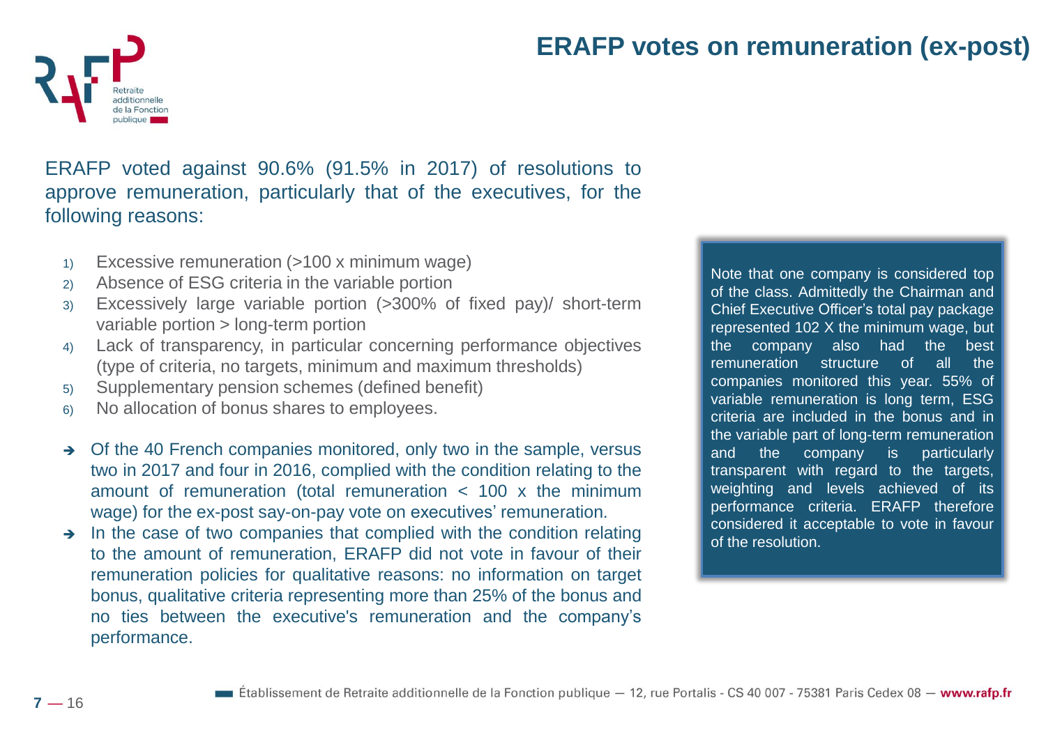# ERAFP votes on remuneration (ex-post)

ERAFP voted against 90.6% (91.5% in 2017) of resolutions to approve remuneration, particularly that of the executives, for the following reasons:

1) Excessive remuneration (>100 x minimum wage)
2) Absence of ESG criteria in the variable portion
3) Excessively large variable portion (>300% of fixed pay)/ short-term variable portion > long-term portion
4) Lack of transparency, in particular concerning performance objectives (type of criteria, no targets, minimum and maximum thresholds)
5) Supplementary pension schemes (defined benefit)
6) No allocation of bonus shares to employees.

- → Of the 40 French companies monitored, only two in the sample, versus two in 2017 and four in 2016, complied with the condition relating to the amount of remuneration (total remuneration < 100 x the minimum wage) for the ex-post say-on-pay vote on executives' remuneration.
- → In the case of two companies that complied with the condition relating to the amount of remuneration, ERAFP did not vote in favour of their remuneration policies for qualitative reasons: no information on target bonus, qualitative criteria representing more than 25% of the bonus and no ties between the executive's remuneration and the company's performance.

Note that one company is considered top of the class. Admittedly the Chairman and Chief Executive Officer's total pay package represented 102 X the minimum wage, but the company also had the best remuneration structure of all the companies monitored this year. 55% of variable remuneration is long term, ESG criteria are included in the bonus and in the variable part of long-term remuneration and the company is particularly transparent with regard to the targets, weighting and levels achieved of its performance criteria. ERAFP therefore considered it acceptable to vote in favour of the resolution.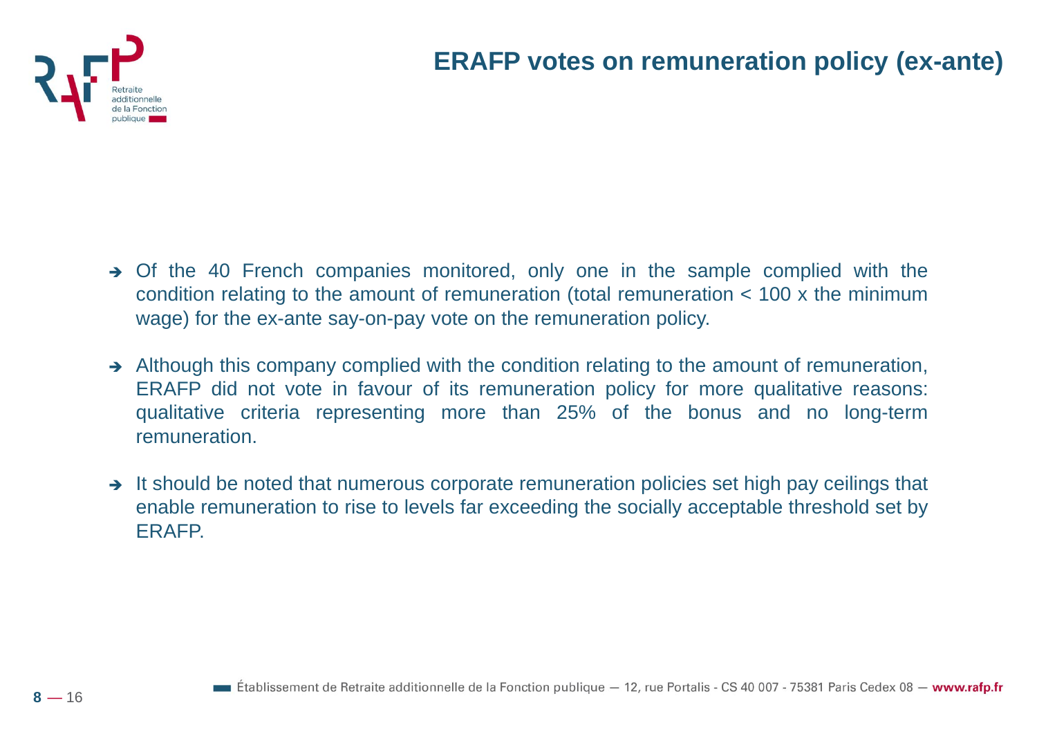# ERAFP votes on remuneration policy (ex-ante)

- Of the 40 French companies monitored, only one in the sample complied with the condition relating to the amount of remuneration (total remuneration < 100 x the minimum wage) for the ex-ante say-on-pay vote on the remuneration policy.
- Although this company complied with the condition relating to the amount of remuneration, ERAFP did not vote in favour of its remuneration policy for more qualitative reasons: qualitative criteria representing more than 25% of the bonus and no long-term remuneration.
- It should be noted that numerous corporate remuneration policies set high pay ceilings that enable remuneration to rise to levels far exceeding the socially acceptable threshold set by ERAFP.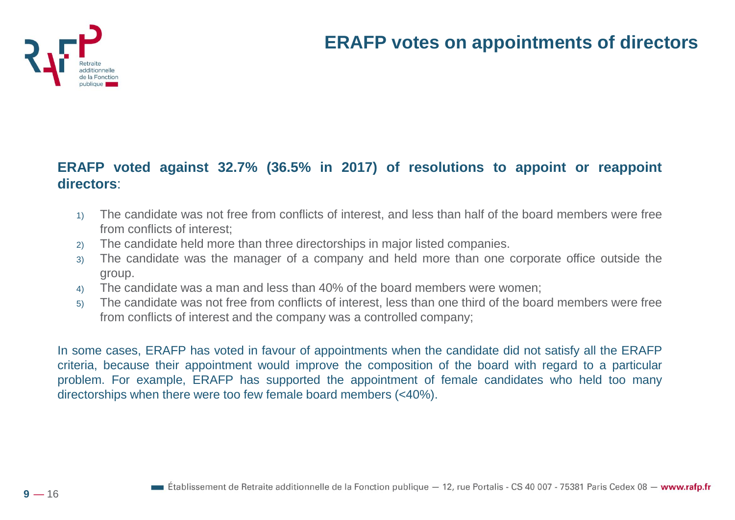# ERAFP votes on appointments of directors

**ERAFP voted against 32.7% (36.5% in 2017) of resolutions to appoint or reappoint directors**:

1) The candidate was not free from conflicts of interest, and less than half of the board members were free from conflicts of interest;
2) The candidate held more than three directorships in major listed companies.
3) The candidate was the manager of a company and held more than one corporate office outside the group.
4) The candidate was a man and less than 40% of the board members were women;
5) The candidate was not free from conflicts of interest, less than one third of the board members were free from conflicts of interest and the company was a controlled company;

In some cases, ERAFP has voted in favour of appointments when the candidate did not satisfy all the ERAFP criteria, because their appointment would improve the composition of the board with regard to a particular problem. For example, ERAFP has supported the appointment of female candidates who held too many directorships when there were too few female board members (<40%).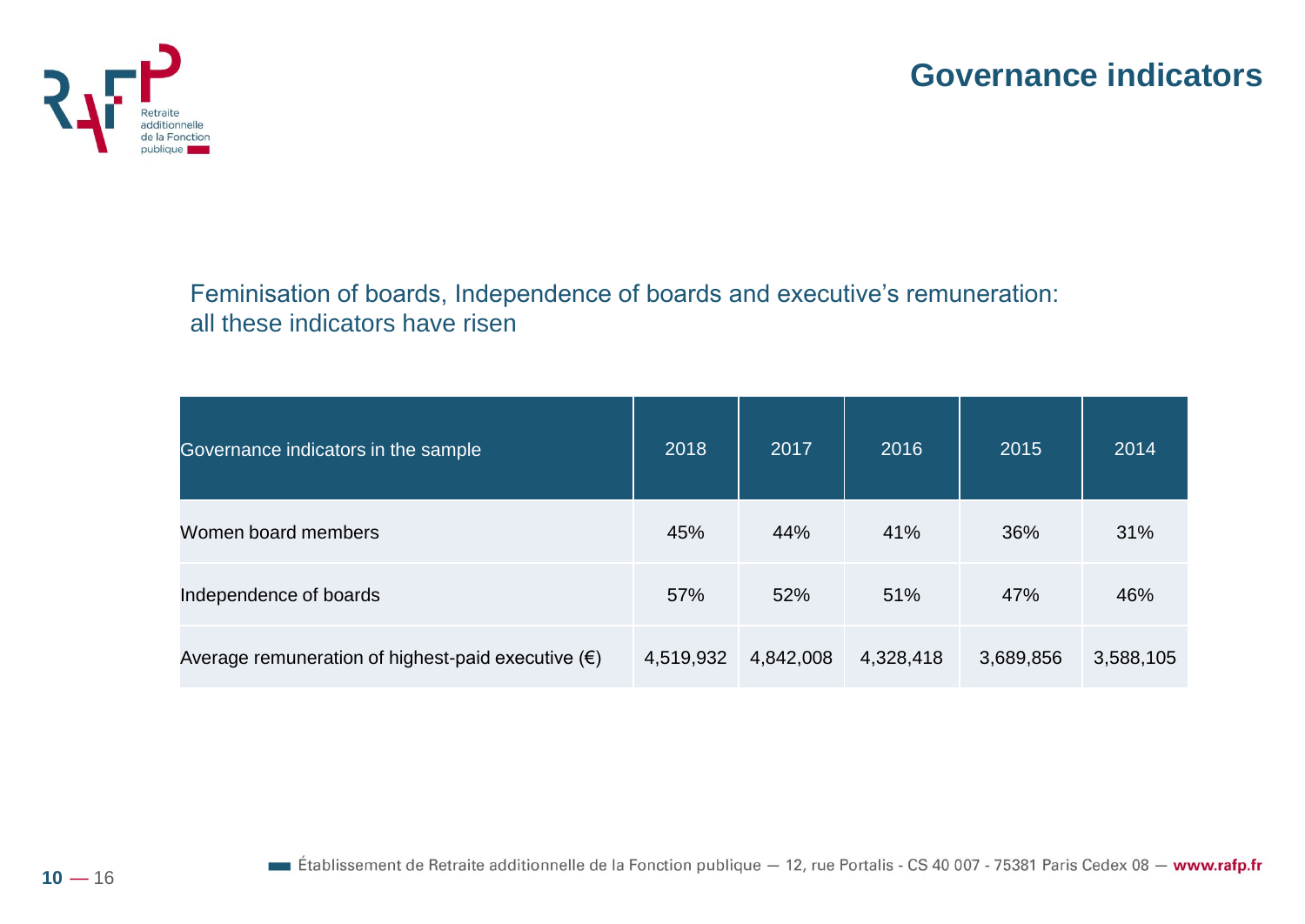# Governance indicators

Feminisation of boards, Independence of boards and executive's remuneration: all these indicators have risen

| Governance indicators in the sample | 2018 | 2017 | 2016 | 2015 | 2014 |
|---|---|---|---|---|---|
| Women board members | 45% | 44% | 41% | 36% | 31% |
| Independence of boards | 57% | 52% | 51% | 47% | 46% |
| Average remuneration of highest-paid executive (€) | 4,519,932 | 4,842,008 | 4,328,418 | 3,689,856 | 3,588,105 |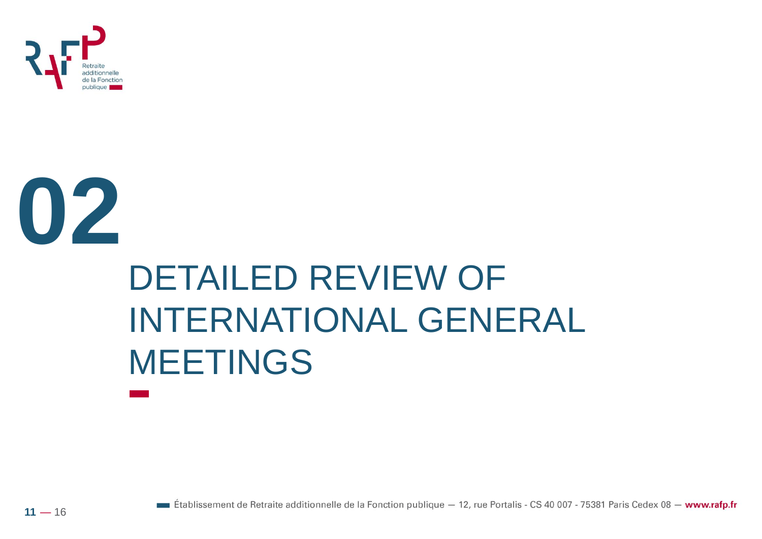# 02

# DETAILED REVIEW OF INTERNATIONAL GENERAL MEETINGS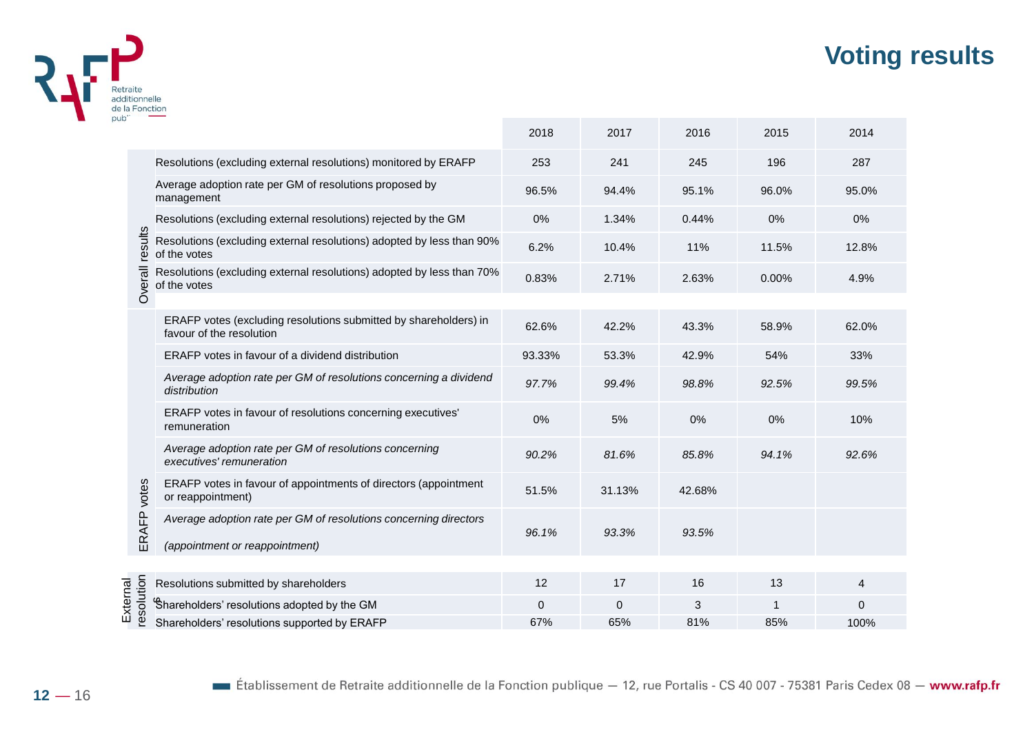# Voting results

| | | 2018 | 2017 | 2016 | 2015 | 2014 |
|---|---|---|---|---|---|---|
| Overall results | Resolutions (excluding external resolutions) monitored by ERAFP | 253 | 241 | 245 | 196 | 287 |
| | Average adoption rate per GM of resolutions proposed by management | 96.5% | 94.4% | 95.1% | 96.0% | 95.0% |
| | Resolutions (excluding external resolutions) rejected by the GM | 0% | 1.34% | 0.44% | 0% | 0% |
| | Resolutions (excluding external resolutions) adopted by less than 90% of the votes | 6.2% | 10.4% | 11% | 11.5% | 12.8% |
| | Resolutions (excluding external resolutions) adopted by less than 70% of the votes | 0.83% | 2.71% | 2.63% | 0.00% | 4.9% |
| ERAFP votes | ERAFP votes (excluding resolutions submitted by shareholders) in favour of the resolution | 62.6% | 42.2% | 43.3% | 58.9% | 62.0% |
| | ERAFP votes in favour of a dividend distribution | 93.33% | 53.3% | 42.9% | 54% | 33% |
| | *Average adoption rate per GM of resolutions concerning a dividend distribution* | *97.7%* | *99.4%* | *98.8%* | *92.5%* | *99.5%* |
| | ERAFP votes in favour of resolutions concerning executives' remuneration | 0% | 5% | 0% | 0% | 10% |
| | *Average adoption rate per GM of resolutions concerning executives' remuneration* | *90.2%* | *81.6%* | *85.8%* | *94.1%* | *92.6%* |
| | ERAFP votes in favour of appointments of directors (appointment or reappointment) | 51.5% | 31.13% | 42.68% | | |
| | *Average adoption rate per GM of resolutions concerning directors (appointment or reappointment)* | *96.1%* | *93.3%* | *93.5%* | | |
| External resolutions | Resolutions submitted by shareholders | 12 | 17 | 16 | 13 | 4 |
| | Shareholders' resolutions adopted by the GM | 0 | 0 | 3 | 1 | 0 |
| | Shareholders' resolutions supported by ERAFP | 67% | 65% | 81% | 85% | 100% |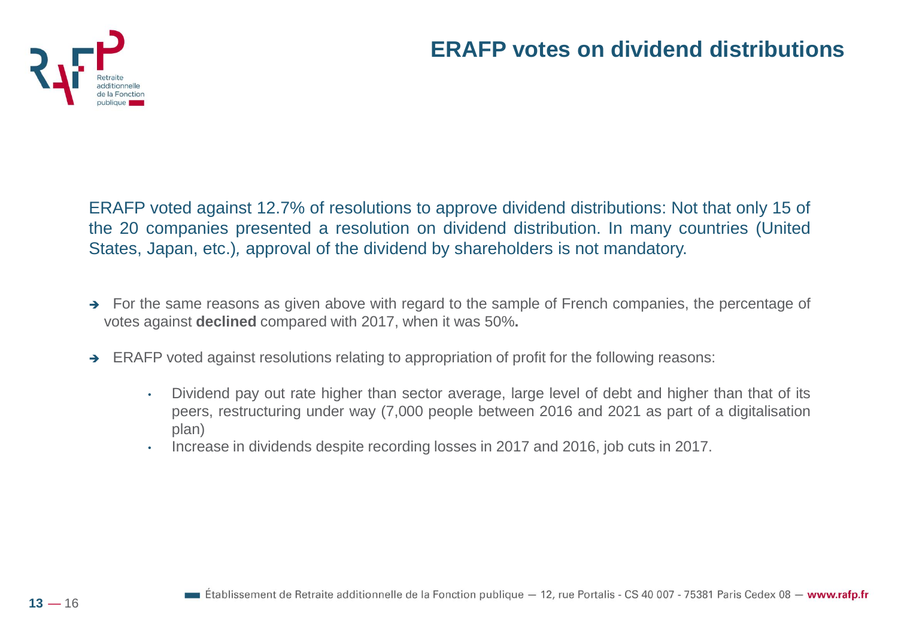# ERAFP votes on dividend distributions

ERAFP voted against 12.7% of resolutions to approve dividend distributions: Not that only 15 of the 20 companies presented a resolution on dividend distribution. In many countries (United States, Japan, etc.), approval of the dividend by shareholders is not mandatory.

- For the same reasons as given above with regard to the sample of French companies, the percentage of votes against **declined** compared with 2017, when it was 50%**.**
- ERAFP voted against resolutions relating to appropriation of profit for the following reasons:
  - Dividend pay out rate higher than sector average, large level of debt and higher than that of its peers, restructuring under way (7,000 people between 2016 and 2021 as part of a digitalisation plan)
  - Increase in dividends despite recording losses in 2017 and 2016, job cuts in 2017.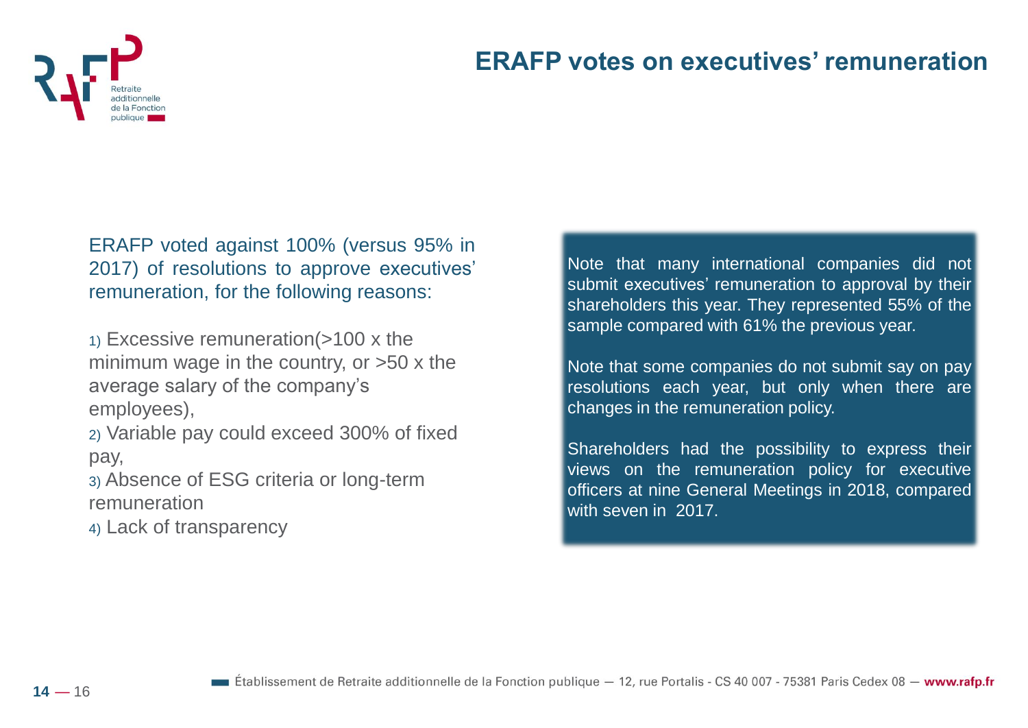# ERAFP votes on executives' remuneration

ERAFP voted against 100% (versus 95% in 2017) of resolutions to approve executives' remuneration, for the following reasons:

1) Excessive remuneration(>100 x the minimum wage in the country, or >50 x the average salary of the company's employees),
2) Variable pay could exceed 300% of fixed pay,
3) Absence of ESG criteria or long-term remuneration
4) Lack of transparency

Note that many international companies did not submit executives' remuneration to approval by their shareholders this year. They represented 55% of the sample compared with 61% the previous year.

Note that some companies do not submit say on pay resolutions each year, but only when there are changes in the remuneration policy.

Shareholders had the possibility to express their views on the remuneration policy for executive officers at nine General Meetings in 2018, compared with seven in 2017.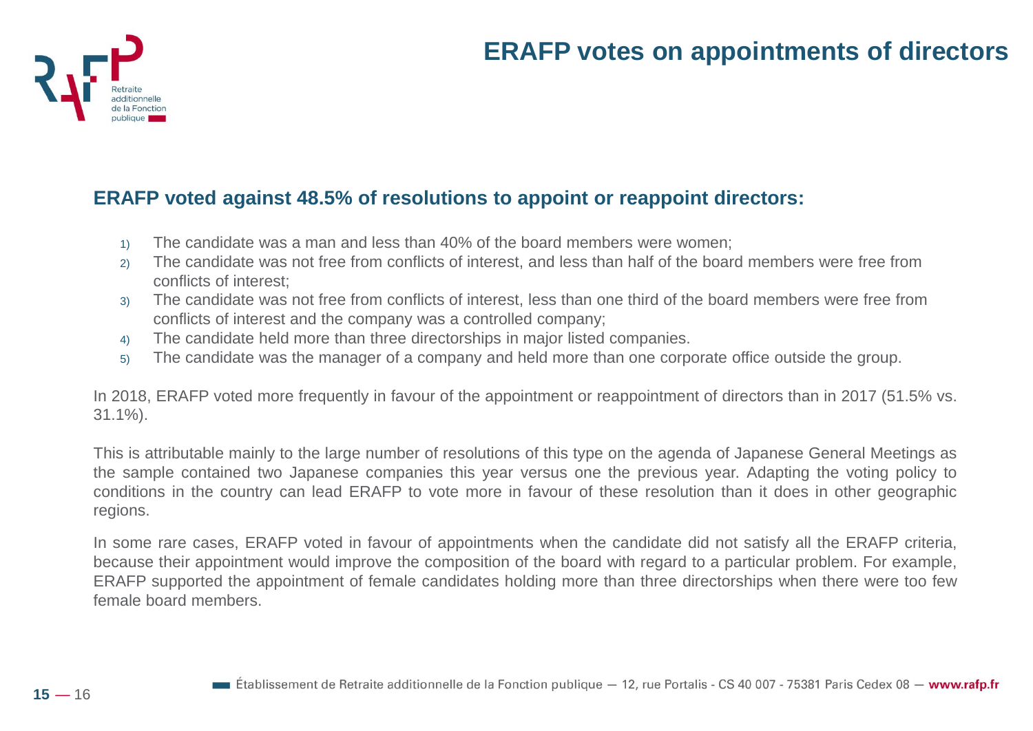# ERAFP votes on appointments of directors

## ERAFP voted against 48.5% of resolutions to appoint or reappoint directors:

1) The candidate was a man and less than 40% of the board members were women;
2) The candidate was not free from conflicts of interest, and less than half of the board members were free from conflicts of interest;
3) The candidate was not free from conflicts of interest, less than one third of the board members were free from conflicts of interest and the company was a controlled company;
4) The candidate held more than three directorships in major listed companies.
5) The candidate was the manager of a company and held more than one corporate office outside the group.

In 2018, ERAFP voted more frequently in favour of the appointment or reappointment of directors than in 2017 (51.5% vs. 31.1%).

This is attributable mainly to the large number of resolutions of this type on the agenda of Japanese General Meetings as the sample contained two Japanese companies this year versus one the previous year. Adapting the voting policy to conditions in the country can lead ERAFP to vote more in favour of these resolution than it does in other geographic regions.

In some rare cases, ERAFP voted in favour of appointments when the candidate did not satisfy all the ERAFP criteria, because their appointment would improve the composition of the board with regard to a particular problem. For example, ERAFP supported the appointment of female candidates holding more than three directorships when there were too few female board members.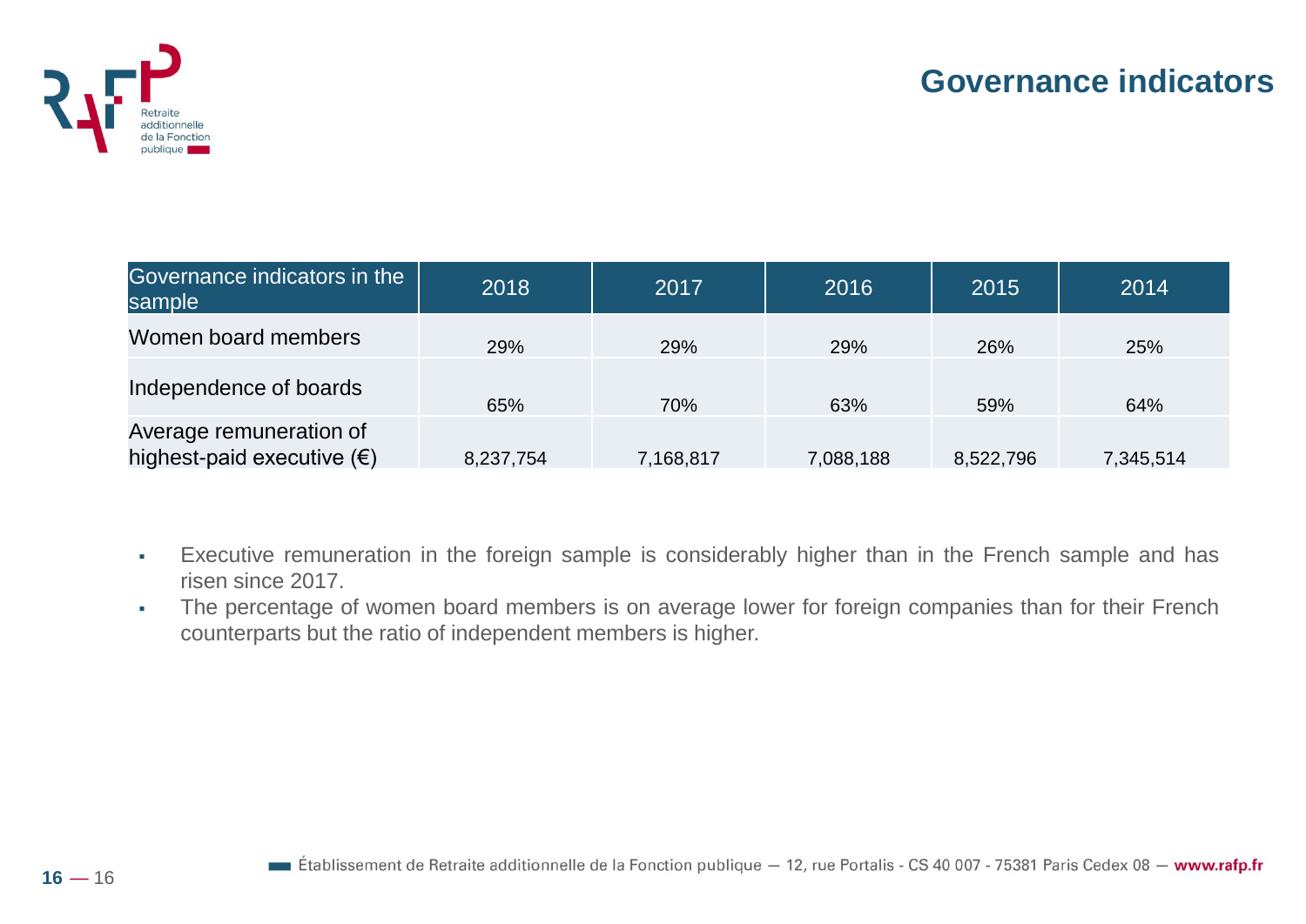# Governance indicators

| Governance indicators in the sample | 2018 | 2017 | 2016 | 2015 | 2014 |
|---|---|---|---|---|---|
| Women board members | 29% | 29% | 29% | 26% | 25% |
| Independence of boards | 65% | 70% | 63% | 59% | 64% |
| Average remuneration of highest-paid executive (€) | 8,237,754 | 7,168,817 | 7,088,188 | 8,522,796 | 7,345,514 |

- Executive remuneration in the foreign sample is considerably higher than in the French sample and has risen since 2017.
- The percentage of women board members is on average lower for foreign companies than for their French counterparts but the ratio of independent members is higher.